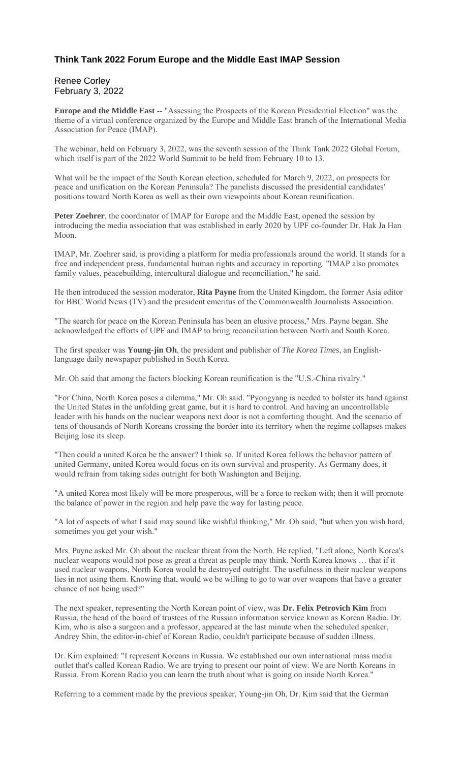### Think Tank 2022 Forum Europe and the Middle East IMAP Session

Renee Corley
February 3, 2022

**Europe and the Middle East** -- "Assessing the Prospects of the Korean Presidential Election" was the theme of a virtual conference organized by the Europe and Middle East branch of the International Media Association for Peace (IMAP).

The webinar, held on February 3, 2022, was the seventh session of the Think Tank 2022 Global Forum, which itself is part of the 2022 World Summit to be held from February 10 to 13.

What will be the impact of the South Korean election, scheduled for March 9, 2022, on prospects for peace and unification on the Korean Peninsula? The panelists discussed the presidential candidates' positions toward North Korea as well as their own viewpoints about Korean reunification.

**Peter Zoehrer**, the coordinator of IMAP for Europe and the Middle East, opened the session by introducing the media association that was established in early 2020 by UPF co-founder Dr. Hak Ja Han Moon.

IMAP, Mr. Zoehrer said, is providing a platform for media professionals around the world. It stands for a free and independent press, fundamental human rights and accuracy in reporting. "IMAP also promotes family values, peacebuilding, intercultural dialogue and reconciliation," he said.

He then introduced the session moderator, **Rita Payne** from the United Kingdom, the former Asia editor for BBC World News (TV) and the president emeritus of the Commonwealth Journalists Association.

"The search for peace on the Korean Peninsula has been an elusive process," Mrs. Payne began. She acknowledged the efforts of UPF and IMAP to bring reconciliation between North and South Korea.

The first speaker was **Young-jin Oh**, the president and publisher of *The Korea Times*, an English-language daily newspaper published in South Korea.

Mr. Oh said that among the factors blocking Korean reunification is the "U.S.-China rivalry."

"For China, North Korea poses a dilemma," Mr. Oh said. "Pyongyang is needed to bolster its hand against the United States in the unfolding great game, but it is hard to control. And having an uncontrollable leader with his hands on the nuclear weapons next door is not a comforting thought. And the scenario of tens of thousands of North Koreans crossing the border into its territory when the regime collapses makes Beijing lose its sleep.

"Then could a united Korea be the answer? I think so. If united Korea follows the behavior pattern of united Germany, united Korea would focus on its own survival and prosperity. As Germany does, it would refrain from taking sides outright for both Washington and Beijing.

"A united Korea most likely will be more prosperous, will be a force to reckon with; then it will promote the balance of power in the region and help pave the way for lasting peace.

"A lot of aspects of what I said may sound like wishful thinking," Mr. Oh said, "but when you wish hard, sometimes you get your wish."

Mrs. Payne asked Mr. Oh about the nuclear threat from the North. He replied, "Left alone, North Korea's nuclear weapons would not pose as great a threat as people may think. North Korea knows … that if it used nuclear weapons, North Korea would be destroyed outright. The usefulness in their nuclear weapons lies in not using them. Knowing that, would we be willing to go to war over weapons that have a greater chance of not being used?"

The next speaker, representing the North Korean point of view, was **Dr. Felix Petrovich Kim** from Russia, the head of the board of trustees of the Russian information service known as Korean Radio. Dr. Kim, who is also a surgeon and a professor, appeared at the last minute when the scheduled speaker, Andrey Shin, the editor-in-chief of Korean Radio, couldn't participate because of sudden illness.

Dr. Kim explained: "I represent Koreans in Russia. We established our own international mass media outlet that's called Korean Radio. We are trying to present our point of view. We are North Koreans in Russia. From Korean Radio you can learn the truth about what is going on inside North Korea."

Referring to a comment made by the previous speaker, Young-jin Oh, Dr. Kim said that the German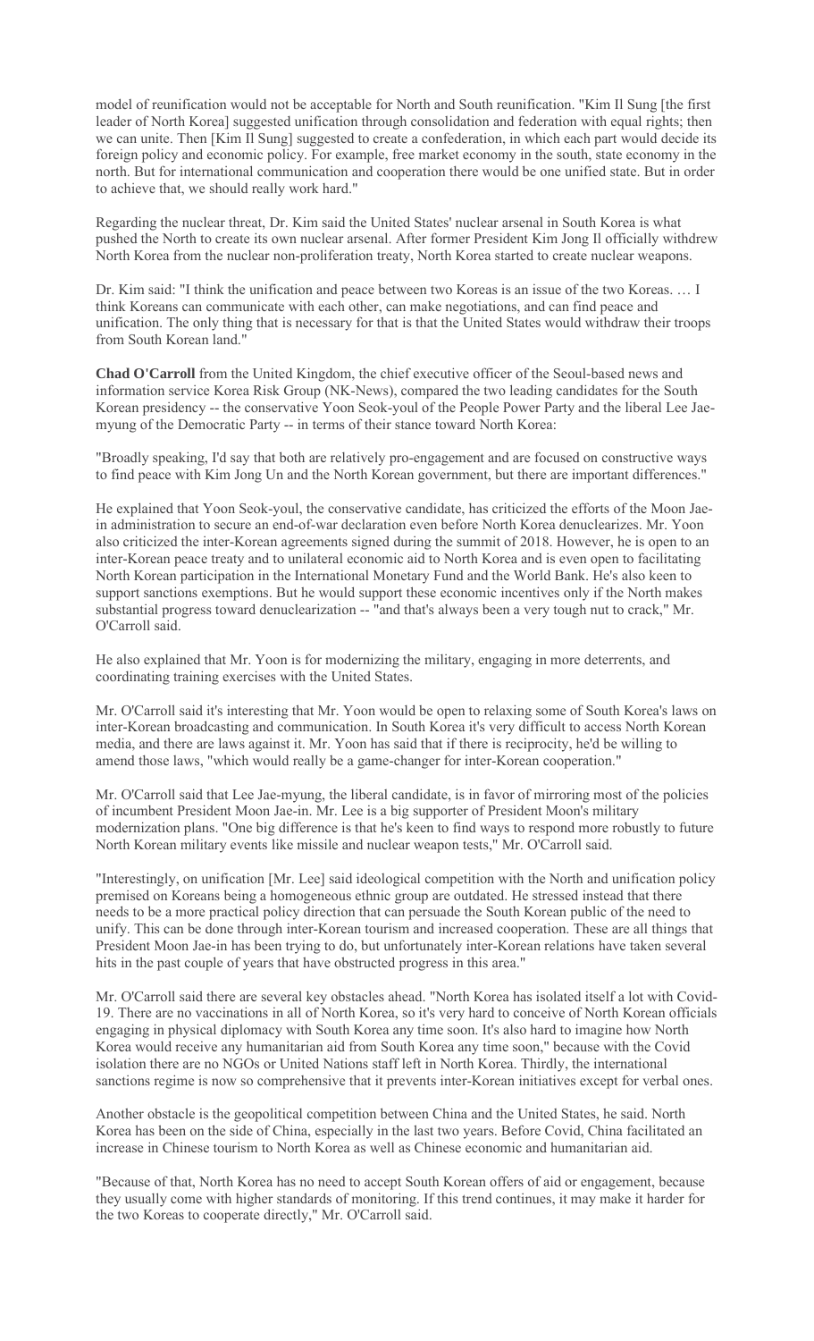model of reunification would not be acceptable for North and South reunification. "Kim Il Sung [the first leader of North Korea] suggested unification through consolidation and federation with equal rights; then we can unite. Then [Kim Il Sung] suggested to create a confederation, in which each part would decide its foreign policy and economic policy. For example, free market economy in the south, state economy in the north. But for international communication and cooperation there would be one unified state. But in order to achieve that, we should really work hard."

Regarding the nuclear threat, Dr. Kim said the United States' nuclear arsenal in South Korea is what pushed the North to create its own nuclear arsenal. After former President Kim Jong Il officially withdrew North Korea from the nuclear non-proliferation treaty, North Korea started to create nuclear weapons.

Dr. Kim said: "I think the unification and peace between two Koreas is an issue of the two Koreas. … I think Koreans can communicate with each other, can make negotiations, and can find peace and unification. The only thing that is necessary for that is that the United States would withdraw their troops from South Korean land."

**Chad O'Carroll** from the United Kingdom, the chief executive officer of the Seoul-based news and information service Korea Risk Group (NK-News), compared the two leading candidates for the South Korean presidency -- the conservative Yoon Seok-youl of the People Power Party and the liberal Lee Jae-myung of the Democratic Party -- in terms of their stance toward North Korea:

"Broadly speaking, I'd say that both are relatively pro-engagement and are focused on constructive ways to find peace with Kim Jong Un and the North Korean government, but there are important differences."

He explained that Yoon Seok-youl, the conservative candidate, has criticized the efforts of the Moon Jae-in administration to secure an end-of-war declaration even before North Korea denuclearizes. Mr. Yoon also criticized the inter-Korean agreements signed during the summit of 2018. However, he is open to an inter-Korean peace treaty and to unilateral economic aid to North Korea and is even open to facilitating North Korean participation in the International Monetary Fund and the World Bank. He's also keen to support sanctions exemptions. But he would support these economic incentives only if the North makes substantial progress toward denuclearization -- "and that's always been a very tough nut to crack," Mr. O'Carroll said.

He also explained that Mr. Yoon is for modernizing the military, engaging in more deterrents, and coordinating training exercises with the United States.

Mr. O'Carroll said it's interesting that Mr. Yoon would be open to relaxing some of South Korea's laws on inter-Korean broadcasting and communication. In South Korea it's very difficult to access North Korean media, and there are laws against it. Mr. Yoon has said that if there is reciprocity, he'd be willing to amend those laws, "which would really be a game-changer for inter-Korean cooperation."

Mr. O'Carroll said that Lee Jae-myung, the liberal candidate, is in favor of mirroring most of the policies of incumbent President Moon Jae-in. Mr. Lee is a big supporter of President Moon's military modernization plans. "One big difference is that he's keen to find ways to respond more robustly to future North Korean military events like missile and nuclear weapon tests," Mr. O'Carroll said.

"Interestingly, on unification [Mr. Lee] said ideological competition with the North and unification policy premised on Koreans being a homogeneous ethnic group are outdated. He stressed instead that there needs to be a more practical policy direction that can persuade the South Korean public of the need to unify. This can be done through inter-Korean tourism and increased cooperation. These are all things that President Moon Jae-in has been trying to do, but unfortunately inter-Korean relations have taken several hits in the past couple of years that have obstructed progress in this area."

Mr. O'Carroll said there are several key obstacles ahead. "North Korea has isolated itself a lot with Covid-19. There are no vaccinations in all of North Korea, so it's very hard to conceive of North Korean officials engaging in physical diplomacy with South Korea any time soon. It's also hard to imagine how North Korea would receive any humanitarian aid from South Korea any time soon," because with the Covid isolation there are no NGOs or United Nations staff left in North Korea. Thirdly, the international sanctions regime is now so comprehensive that it prevents inter-Korean initiatives except for verbal ones.

Another obstacle is the geopolitical competition between China and the United States, he said. North Korea has been on the side of China, especially in the last two years. Before Covid, China facilitated an increase in Chinese tourism to North Korea as well as Chinese economic and humanitarian aid.

"Because of that, North Korea has no need to accept South Korean offers of aid or engagement, because they usually come with higher standards of monitoring. If this trend continues, it may make it harder for the two Koreas to cooperate directly," Mr. O'Carroll said.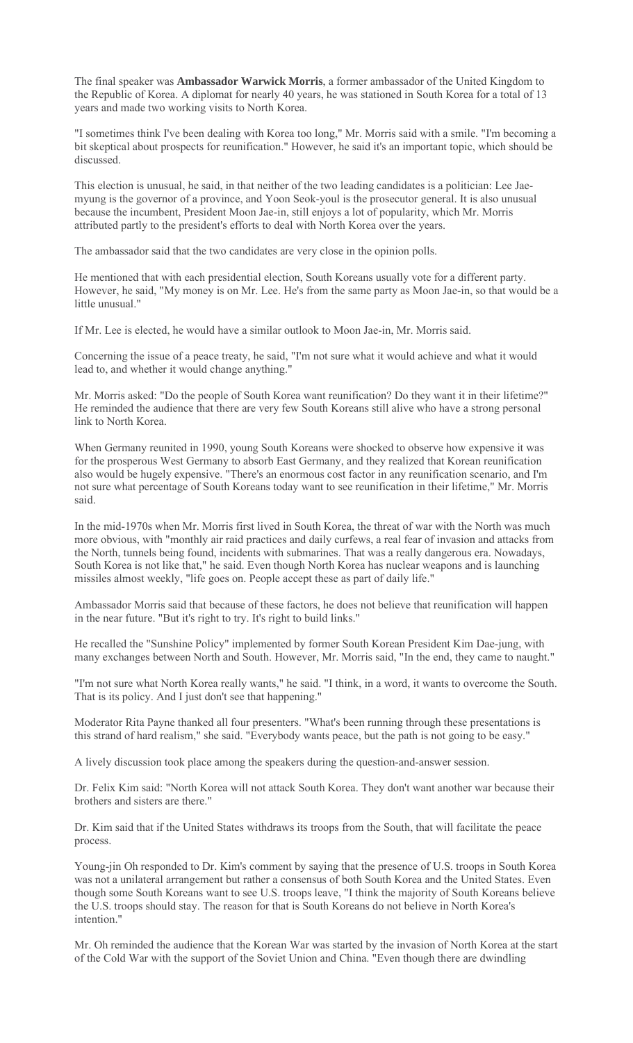The final speaker was **Ambassador Warwick Morris**, a former ambassador of the United Kingdom to the Republic of Korea. A diplomat for nearly 40 years, he was stationed in South Korea for a total of 13 years and made two working visits to North Korea.

"I sometimes think I've been dealing with Korea too long," Mr. Morris said with a smile. "I'm becoming a bit skeptical about prospects for reunification." However, he said it's an important topic, which should be discussed.

This election is unusual, he said, in that neither of the two leading candidates is a politician: Lee Jae-myung is the governor of a province, and Yoon Seok-youl is the prosecutor general. It is also unusual because the incumbent, President Moon Jae-in, still enjoys a lot of popularity, which Mr. Morris attributed partly to the president's efforts to deal with North Korea over the years.

The ambassador said that the two candidates are very close in the opinion polls.

He mentioned that with each presidential election, South Koreans usually vote for a different party. However, he said, "My money is on Mr. Lee. He's from the same party as Moon Jae-in, so that would be a little unusual."

If Mr. Lee is elected, he would have a similar outlook to Moon Jae-in, Mr. Morris said.

Concerning the issue of a peace treaty, he said, "I'm not sure what it would achieve and what it would lead to, and whether it would change anything."

Mr. Morris asked: "Do the people of South Korea want reunification? Do they want it in their lifetime?" He reminded the audience that there are very few South Koreans still alive who have a strong personal link to North Korea.

When Germany reunited in 1990, young South Koreans were shocked to observe how expensive it was for the prosperous West Germany to absorb East Germany, and they realized that Korean reunification also would be hugely expensive. "There's an enormous cost factor in any reunification scenario, and I'm not sure what percentage of South Koreans today want to see reunification in their lifetime," Mr. Morris said.

In the mid-1970s when Mr. Morris first lived in South Korea, the threat of war with the North was much more obvious, with "monthly air raid practices and daily curfews, a real fear of invasion and attacks from the North, tunnels being found, incidents with submarines. That was a really dangerous era. Nowadays, South Korea is not like that," he said. Even though North Korea has nuclear weapons and is launching missiles almost weekly, "life goes on. People accept these as part of daily life."

Ambassador Morris said that because of these factors, he does not believe that reunification will happen in the near future. "But it's right to try. It's right to build links."

He recalled the "Sunshine Policy" implemented by former South Korean President Kim Dae-jung, with many exchanges between North and South. However, Mr. Morris said, "In the end, they came to naught."

"I'm not sure what North Korea really wants," he said. "I think, in a word, it wants to overcome the South. That is its policy. And I just don't see that happening."

Moderator Rita Payne thanked all four presenters. "What's been running through these presentations is this strand of hard realism," she said. "Everybody wants peace, but the path is not going to be easy."

A lively discussion took place among the speakers during the question-and-answer session.

Dr. Felix Kim said: "North Korea will not attack South Korea. They don't want another war because their brothers and sisters are there."

Dr. Kim said that if the United States withdraws its troops from the South, that will facilitate the peace process.

Young-jin Oh responded to Dr. Kim's comment by saying that the presence of U.S. troops in South Korea was not a unilateral arrangement but rather a consensus of both South Korea and the United States. Even though some South Koreans want to see U.S. troops leave, "I think the majority of South Koreans believe the U.S. troops should stay. The reason for that is South Koreans do not believe in North Korea's intention."

Mr. Oh reminded the audience that the Korean War was started by the invasion of North Korea at the start of the Cold War with the support of the Soviet Union and China. "Even though there are dwindling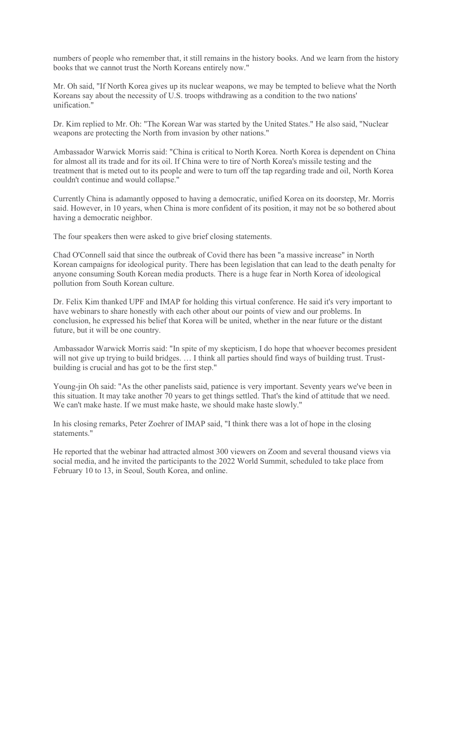numbers of people who remember that, it still remains in the history books. And we learn from the history books that we cannot trust the North Koreans entirely now."

Mr. Oh said, "If North Korea gives up its nuclear weapons, we may be tempted to believe what the North Koreans say about the necessity of U.S. troops withdrawing as a condition to the two nations' unification."

Dr. Kim replied to Mr. Oh: "The Korean War was started by the United States." He also said, "Nuclear weapons are protecting the North from invasion by other nations."

Ambassador Warwick Morris said: "China is critical to North Korea. North Korea is dependent on China for almost all its trade and for its oil. If China were to tire of North Korea's missile testing and the treatment that is meted out to its people and were to turn off the tap regarding trade and oil, North Korea couldn't continue and would collapse."

Currently China is adamantly opposed to having a democratic, unified Korea on its doorstep, Mr. Morris said. However, in 10 years, when China is more confident of its position, it may not be so bothered about having a democratic neighbor.

The four speakers then were asked to give brief closing statements.

Chad O'Connell said that since the outbreak of Covid there has been "a massive increase" in North Korean campaigns for ideological purity. There has been legislation that can lead to the death penalty for anyone consuming South Korean media products. There is a huge fear in North Korea of ideological pollution from South Korean culture.

Dr. Felix Kim thanked UPF and IMAP for holding this virtual conference. He said it's very important to have webinars to share honestly with each other about our points of view and our problems. In conclusion, he expressed his belief that Korea will be united, whether in the near future or the distant future, but it will be one country.

Ambassador Warwick Morris said: "In spite of my skepticism, I do hope that whoever becomes president will not give up trying to build bridges. … I think all parties should find ways of building trust. Trust-building is crucial and has got to be the first step."

Young-jin Oh said: "As the other panelists said, patience is very important. Seventy years we've been in this situation. It may take another 70 years to get things settled. That's the kind of attitude that we need. We can't make haste. If we must make haste, we should make haste slowly."

In his closing remarks, Peter Zoehrer of IMAP said, "I think there was a lot of hope in the closing statements."

He reported that the webinar had attracted almost 300 viewers on Zoom and several thousand views via social media, and he invited the participants to the 2022 World Summit, scheduled to take place from February 10 to 13, in Seoul, South Korea, and online.